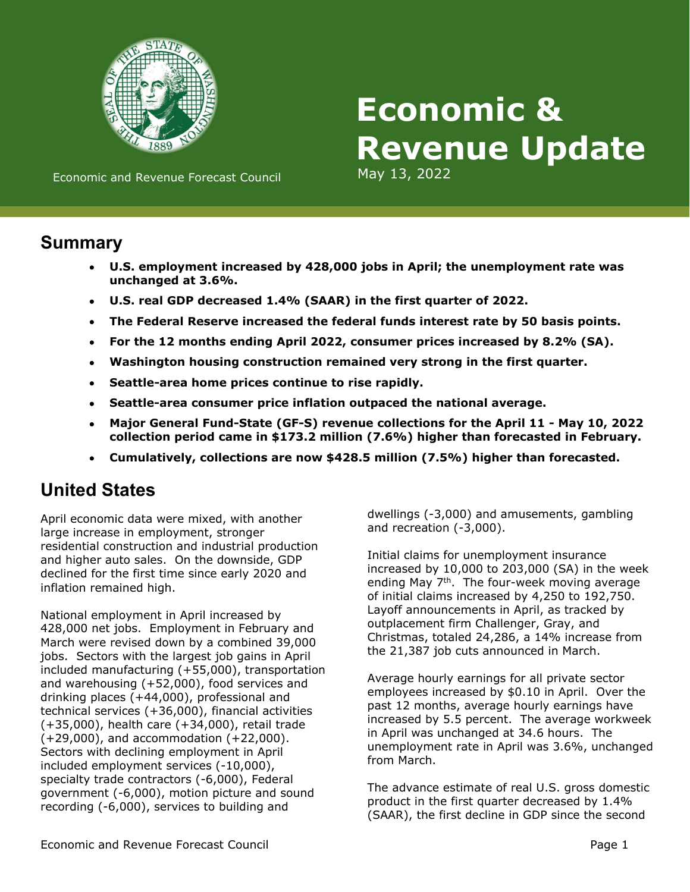# Economic & Revenue Update

Economic and Revenue Forecast Council

May 13, 2022

## Summary

- **U.S. employment increased by 428,000 jobs in April; the unemployment rate was unchanged at 3.6%.**
- **U.S. real GDP decreased 1.4% (SAAR) in the first quarter of 2022.**
- **The Federal Reserve increased the federal funds interest rate by 50 basis points.**
- **For the 12 months ending April 2022, consumer prices increased by 8.2% (SA).**
- **Washington housing construction remained very strong in the first quarter.**
- **Seattle-area home prices continue to rise rapidly.**
- **Seattle-area consumer price inflation outpaced the national average.**
- **Major General Fund-State (GF-S) revenue collections for the April 11 - May 10, 2022 collection period came in $173.2 million (7.6%) higher than forecasted in February.**
- **Cumulatively, collections are now $428.5 million (7.5%) higher than forecasted.**

## United States

April economic data were mixed, with another large increase in employment, stronger residential construction and industrial production and higher auto sales. On the downside, GDP declined for the first time since early 2020 and inflation remained high.

National employment in April increased by 428,000 net jobs. Employment in February and March were revised down by a combined 39,000 jobs. Sectors with the largest job gains in April included manufacturing (+55,000), transportation and warehousing (+52,000), food services and drinking places (+44,000), professional and technical services (+36,000), financial activities (+35,000), health care (+34,000), retail trade (+29,000), and accommodation (+22,000). Sectors with declining employment in April included employment services (-10,000), specialty trade contractors (-6,000), Federal government (-6,000), motion picture and sound recording (-6,000), services to building and dwellings (-3,000) and amusements, gambling and recreation (-3,000).

Initial claims for unemployment insurance increased by 10,000 to 203,000 (SA) in the week ending May 7th. The four-week moving average of initial claims increased by 4,250 to 192,750. Layoff announcements in April, as tracked by outplacement firm Challenger, Gray, and Christmas, totaled 24,286, a 14% increase from the 21,387 job cuts announced in March.

Average hourly earnings for all private sector employees increased by $0.10 in April. Over the past 12 months, average hourly earnings have increased by 5.5 percent. The average workweek in April was unchanged at 34.6 hours. The unemployment rate in April was 3.6%, unchanged from March.

The advance estimate of real U.S. gross domestic product in the first quarter decreased by 1.4% (SAAR), the first decline in GDP since the second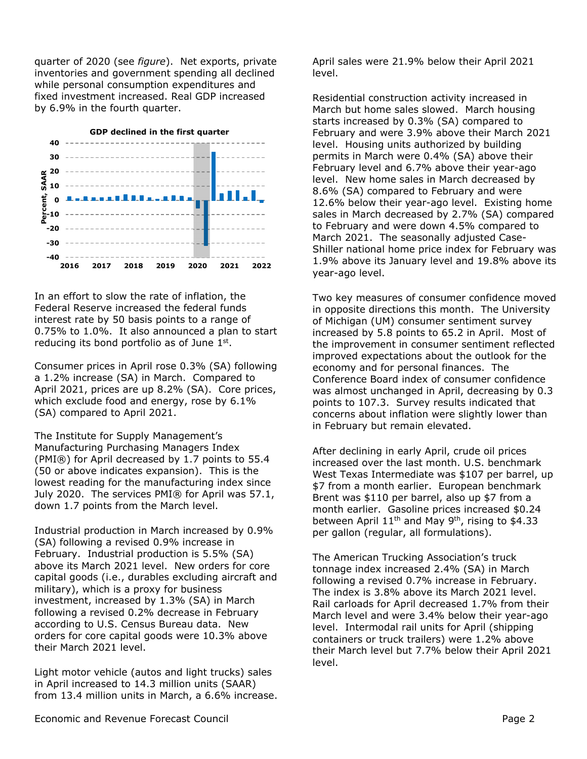quarter of 2020 (see *figure*). Net exports, private inventories and government spending all declined while personal consumption expenditures and fixed investment increased. Real GDP increased by 6.9% in the fourth quarter.

**GDP declined in the first quarter**

In an effort to slow the rate of inflation, the Federal Reserve increased the federal funds interest rate by 50 basis points to a range of 0.75% to 1.0%. It also announced a plan to start reducing its bond portfolio as of June 1st.

Consumer prices in April rose 0.3% (SA) following a 1.2% increase (SA) in March. Compared to April 2021, prices are up 8.2% (SA). Core prices, which exclude food and energy, rose by 6.1% (SA) compared to April 2021.

The Institute for Supply Management's Manufacturing Purchasing Managers Index (PMI®) for April decreased by 1.7 points to 55.4 (50 or above indicates expansion). This is the lowest reading for the manufacturing index since July 2020. The services PMI® for April was 57.1, down 1.7 points from the March level.

Industrial production in March increased by 0.9% (SA) following a revised 0.9% increase in February. Industrial production is 5.5% (SA) above its March 2021 level. New orders for core capital goods (i.e., durables excluding aircraft and military), which is a proxy for business investment, increased by 1.3% (SA) in March following a revised 0.2% decrease in February according to U.S. Census Bureau data. New orders for core capital goods were 10.3% above their March 2021 level.

Light motor vehicle (autos and light trucks) sales in April increased to 14.3 million units (SAAR) from 13.4 million units in March, a 6.6% increase. April sales were 21.9% below their April 2021 level.

Residential construction activity increased in March but home sales slowed. March housing starts increased by 0.3% (SA) compared to February and were 3.9% above their March 2021 level. Housing units authorized by building permits in March were 0.4% (SA) above their February level and 6.7% above their year-ago level. New home sales in March decreased by 8.6% (SA) compared to February and were 12.6% below their year-ago level. Existing home sales in March decreased by 2.7% (SA) compared to February and were down 4.5% compared to March 2021. The seasonally adjusted Case-Shiller national home price index for February was 1.9% above its January level and 19.8% above its year-ago level.

Two key measures of consumer confidence moved in opposite directions this month. The University of Michigan (UM) consumer sentiment survey increased by 5.8 points to 65.2 in April. Most of the improvement in consumer sentiment reflected improved expectations about the outlook for the economy and for personal finances. The Conference Board index of consumer confidence was almost unchanged in April, decreasing by 0.3 points to 107.3. Survey results indicated that concerns about inflation were slightly lower than in February but remain elevated.

After declining in early April, crude oil prices increased over the last month. U.S. benchmark West Texas Intermediate was $107 per barrel, up $7 from a month earlier. European benchmark Brent was $110 per barrel, also up $7 from a month earlier. Gasoline prices increased $0.24 between April 11th and May 9th, rising to $4.33 per gallon (regular, all formulations).

The American Trucking Association's truck tonnage index increased 2.4% (SA) in March following a revised 0.7% increase in February. The index is 3.8% above its March 2021 level. Rail carloads for April decreased 1.7% from their March level and were 3.4% below their year-ago level. Intermodal rail units for April (shipping containers or truck trailers) were 1.2% above their March level but 7.7% below their April 2021 level.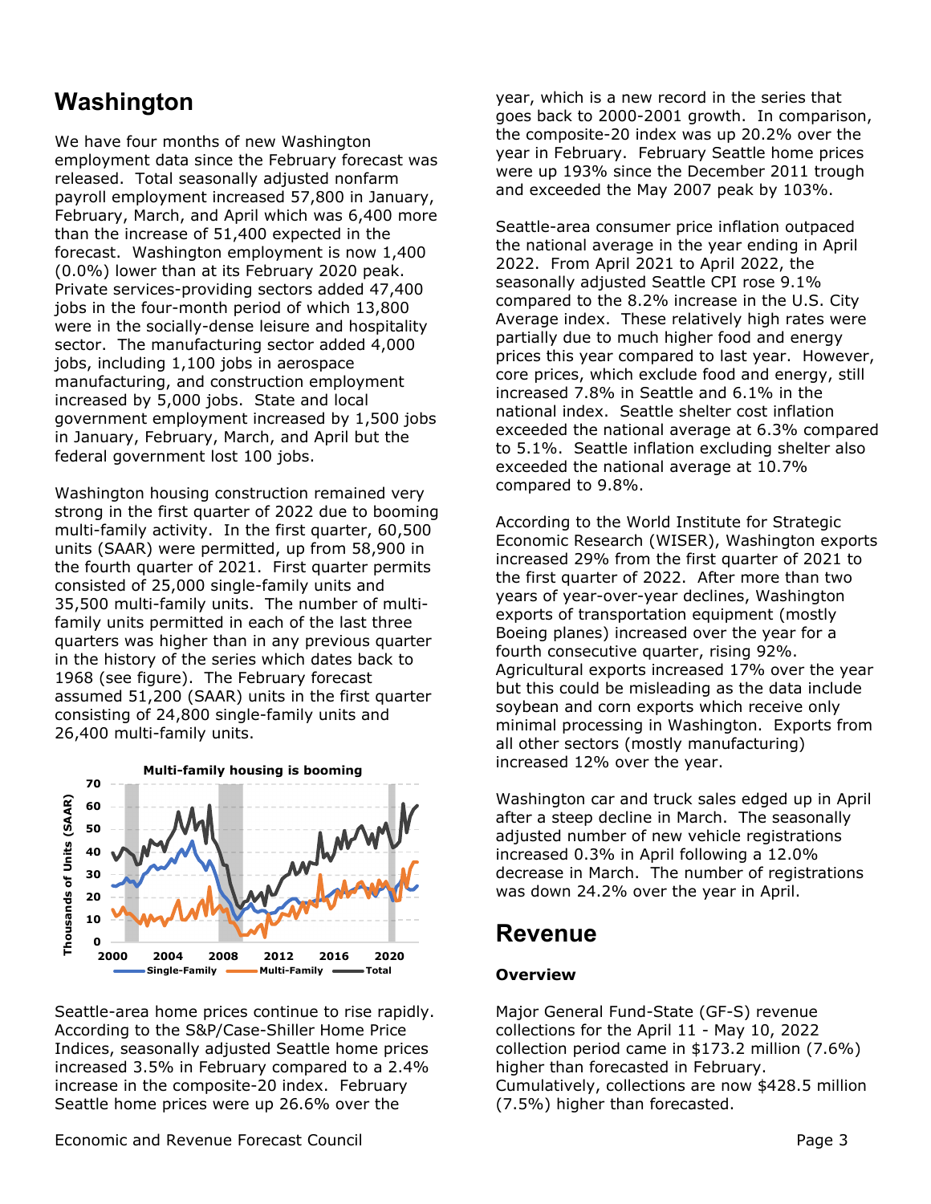## Washington

We have four months of new Washington employment data since the February forecast was released. Total seasonally adjusted nonfarm payroll employment increased 57,800 in January, February, March, and April which was 6,400 more than the increase of 51,400 expected in the forecast. Washington employment is now 1,400 (0.0%) lower than at its February 2020 peak. Private services-providing sectors added 47,400 jobs in the four-month period of which 13,800 were in the socially-dense leisure and hospitality sector. The manufacturing sector added 4,000 jobs, including 1,100 jobs in aerospace manufacturing, and construction employment increased by 5,000 jobs. State and local government employment increased by 1,500 jobs in January, February, March, and April but the federal government lost 100 jobs.

Washington housing construction remained very strong in the first quarter of 2022 due to booming multi-family activity. In the first quarter, 60,500 units (SAAR) were permitted, up from 58,900 in the fourth quarter of 2021. First quarter permits consisted of 25,000 single-family units and 35,500 multi-family units. The number of multi-family units permitted in each of the last three quarters was higher than in any previous quarter in the history of the series which dates back to 1968 (see figure). The February forecast assumed 51,200 (SAAR) units in the first quarter consisting of 24,800 single-family units and 26,400 multi-family units.

Seattle-area home prices continue to rise rapidly. According to the S&P/Case-Shiller Home Price Indices, seasonally adjusted Seattle home prices increased 3.5% in February compared to a 2.4% increase in the composite-20 index. February Seattle home prices were up 26.6% over the year, which is a new record in the series that goes back to 2000-2001 growth. In comparison, the composite-20 index was up 20.2% over the year in February. February Seattle home prices were up 193% since the December 2011 trough and exceeded the May 2007 peak by 103%.

Seattle-area consumer price inflation outpaced the national average in the year ending in April 2022. From April 2021 to April 2022, the seasonally adjusted Seattle CPI rose 9.1% compared to the 8.2% increase in the U.S. City Average index. These relatively high rates were partially due to much higher food and energy prices this year compared to last year. However, core prices, which exclude food and energy, still increased 7.8% in Seattle and 6.1% in the national index. Seattle shelter cost inflation exceeded the national average at 6.3% compared to 5.1%. Seattle inflation excluding shelter also exceeded the national average at 10.7% compared to 9.8%.

According to the World Institute for Strategic Economic Research (WISER), Washington exports increased 29% from the first quarter of 2021 to the first quarter of 2022. After more than two years of year-over-year declines, Washington exports of transportation equipment (mostly Boeing planes) increased over the year for a fourth consecutive quarter, rising 92%. Agricultural exports increased 17% over the year but this could be misleading as the data include soybean and corn exports which receive only minimal processing in Washington. Exports from all other sectors (mostly manufacturing) increased 12% over the year.

Washington car and truck sales edged up in April after a steep decline in March. The seasonally adjusted number of new vehicle registrations increased 0.3% in April following a 12.0% decrease in March. The number of registrations was down 24.2% over the year in April.

## Revenue

### Overview

Major General Fund-State (GF-S) revenue collections for the April 11 - May 10, 2022 collection period came in $173.2 million (7.6%) higher than forecasted in February. Cumulatively, collections are now $428.5 million (7.5%) higher than forecasted.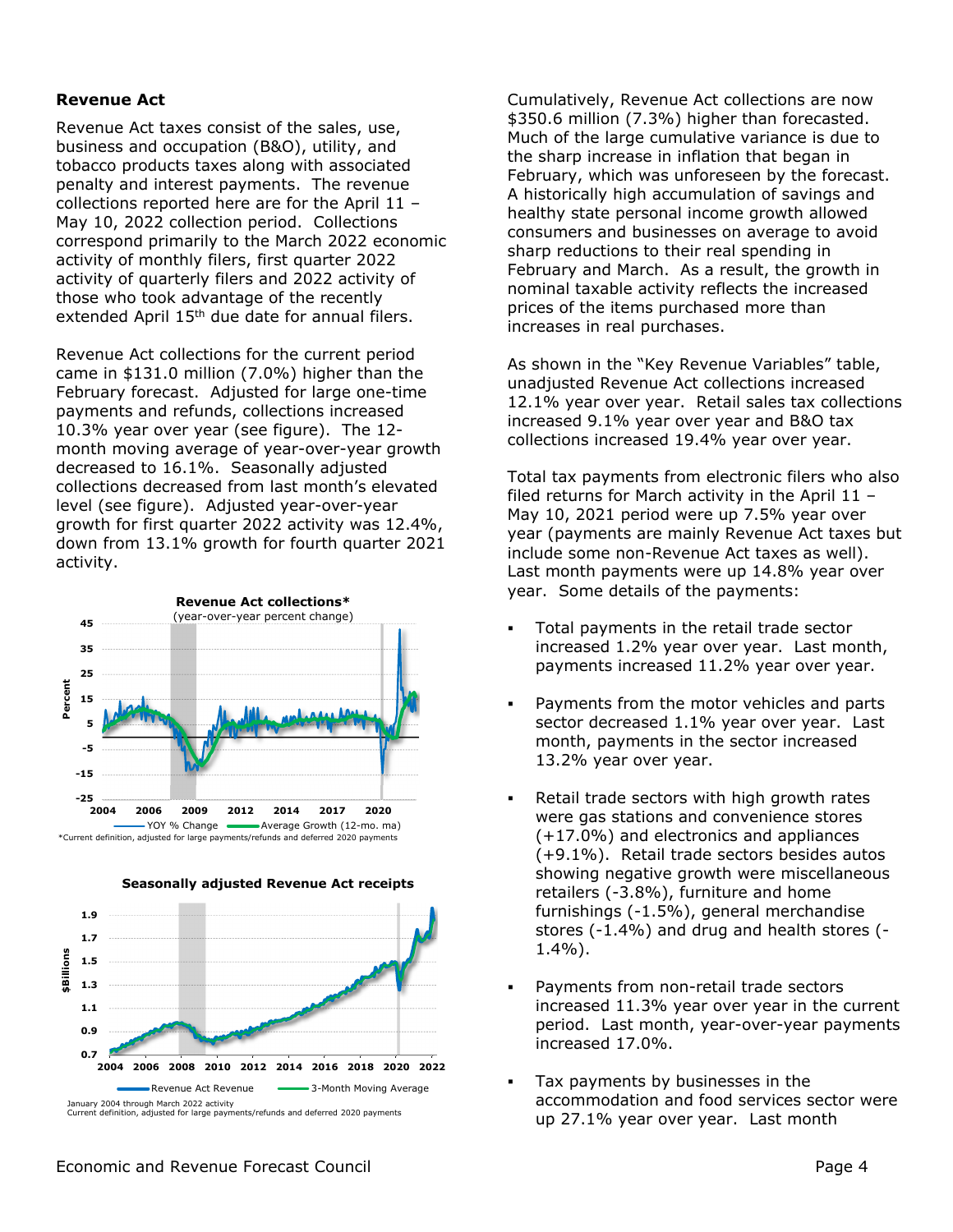## Revenue Act

Revenue Act taxes consist of the sales, use, business and occupation (B&O), utility, and tobacco products taxes along with associated penalty and interest payments. The revenue collections reported here are for the April 11 – May 10, 2022 collection period. Collections correspond primarily to the March 2022 economic activity of monthly filers, first quarter 2022 activity of quarterly filers and 2022 activity of those who took advantage of the recently extended April 15th due date for annual filers.

Revenue Act collections for the current period came in $131.0 million (7.0%) higher than the February forecast. Adjusted for large one-time payments and refunds, collections increased 10.3% year over year (see figure). The 12-month moving average of year-over-year growth decreased to 16.1%. Seasonally adjusted collections decreased from last month's elevated level (see figure). Adjusted year-over-year growth for first quarter 2022 activity was 12.4%, down from 13.1% growth for fourth quarter 2021 activity.

**Revenue Act collections***
(year-over-year percent change)

*Current definition, adjusted for large payments/refunds and deferred 2020 payments

**Seasonally adjusted Revenue Act receipts**

January 2004 through March 2022 activity
Current definition, adjusted for large payments/refunds and deferred 2020 payments

Cumulatively, Revenue Act collections are now $350.6 million (7.3%) higher than forecasted. Much of the large cumulative variance is due to the sharp increase in inflation that began in February, which was unforeseen by the forecast. A historically high accumulation of savings and healthy state personal income growth allowed consumers and businesses on average to avoid sharp reductions to their real spending in February and March. As a result, the growth in nominal taxable activity reflects the increased prices of the items purchased more than increases in real purchases.

As shown in the "Key Revenue Variables" table, unadjusted Revenue Act collections increased 12.1% year over year. Retail sales tax collections increased 9.1% year over year and B&O tax collections increased 19.4% year over year.

Total tax payments from electronic filers who also filed returns for March activity in the April 11 – May 10, 2021 period were up 7.5% year over year (payments are mainly Revenue Act taxes but include some non-Revenue Act taxes as well). Last month payments were up 14.8% year over year. Some details of the payments:

- Total payments in the retail trade sector increased 1.2% year over year. Last month, payments increased 11.2% year over year.
- Payments from the motor vehicles and parts sector decreased 1.1% year over year. Last month, payments in the sector increased 13.2% year over year.
- Retail trade sectors with high growth rates were gas stations and convenience stores (+17.0%) and electronics and appliances (+9.1%). Retail trade sectors besides autos showing negative growth were miscellaneous retailers (-3.8%), furniture and home furnishings (-1.5%), general merchandise stores (-1.4%) and drug and health stores (-1.4%).
- Payments from non-retail trade sectors increased 11.3% year over year in the current period. Last month, year-over-year payments increased 17.0%.
- Tax payments by businesses in the accommodation and food services sector were up 27.1% year over year. Last month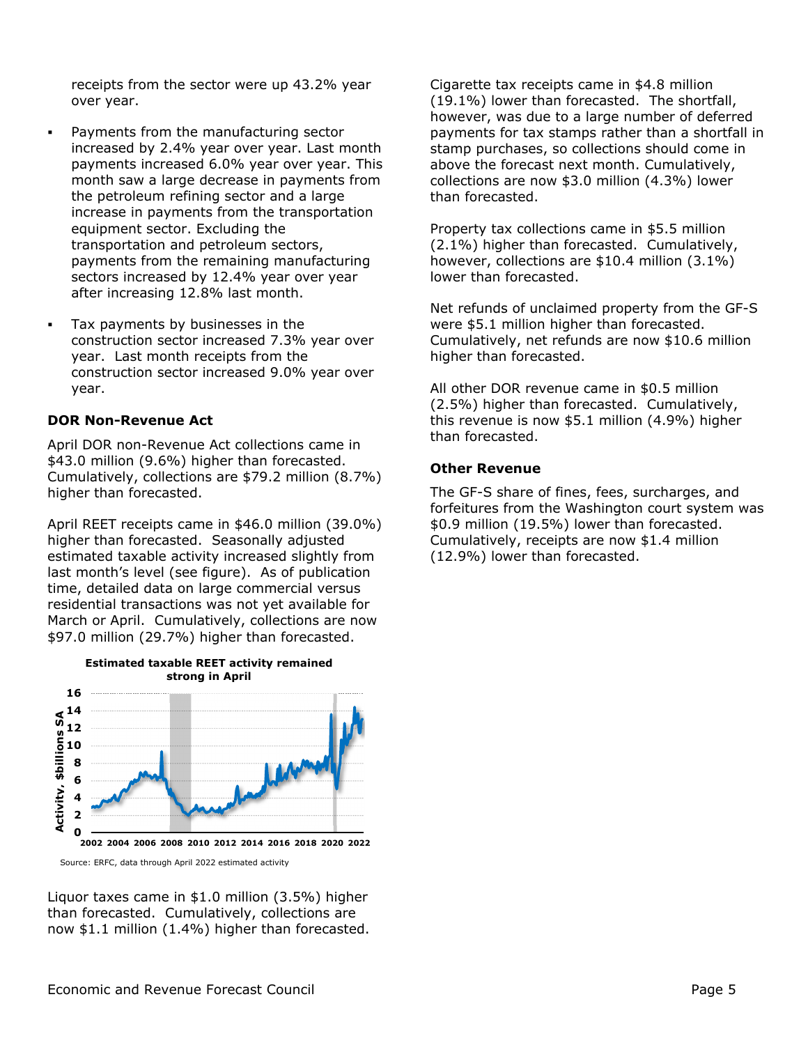receipts from the sector were up 43.2% year over year.

- Payments from the manufacturing sector increased by 2.4% year over year. Last month payments increased 6.0% year over year. This month saw a large decrease in payments from the petroleum refining sector and a large increase in payments from the transportation equipment sector. Excluding the transportation and petroleum sectors, payments from the remaining manufacturing sectors increased by 12.4% year over year after increasing 12.8% last month.
- Tax payments by businesses in the construction sector increased 7.3% year over year. Last month receipts from the construction sector increased 9.0% year over year.

### DOR Non-Revenue Act

April DOR non-Revenue Act collections came in $43.0 million (9.6%) higher than forecasted. Cumulatively, collections are $79.2 million (8.7%) higher than forecasted.

April REET receipts came in $46.0 million (39.0%) higher than forecasted. Seasonally adjusted estimated taxable activity increased slightly from last month's level (see figure). As of publication time, detailed data on large commercial versus residential transactions was not yet available for March or April. Cumulatively, collections are now $97.0 million (29.7%) higher than forecasted.

**Estimated taxable REET activity remained strong in April**

Source: ERFC, data through April 2022 estimated activity

Liquor taxes came in $1.0 million (3.5%) higher than forecasted. Cumulatively, collections are now $1.1 million (1.4%) higher than forecasted.

Cigarette tax receipts came in $4.8 million (19.1%) lower than forecasted. The shortfall, however, was due to a large number of deferred payments for tax stamps rather than a shortfall in stamp purchases, so collections should come in above the forecast next month. Cumulatively, collections are now $3.0 million (4.3%) lower than forecasted.

Property tax collections came in $5.5 million (2.1%) higher than forecasted. Cumulatively, however, collections are $10.4 million (3.1%) lower than forecasted.

Net refunds of unclaimed property from the GF-S were $5.1 million higher than forecasted. Cumulatively, net refunds are now $10.6 million higher than forecasted.

All other DOR revenue came in $0.5 million (2.5%) higher than forecasted. Cumulatively, this revenue is now $5.1 million (4.9%) higher than forecasted.

### Other Revenue

The GF-S share of fines, fees, surcharges, and forfeitures from the Washington court system was $0.9 million (19.5%) lower than forecasted. Cumulatively, receipts are now $1.4 million (12.9%) lower than forecasted.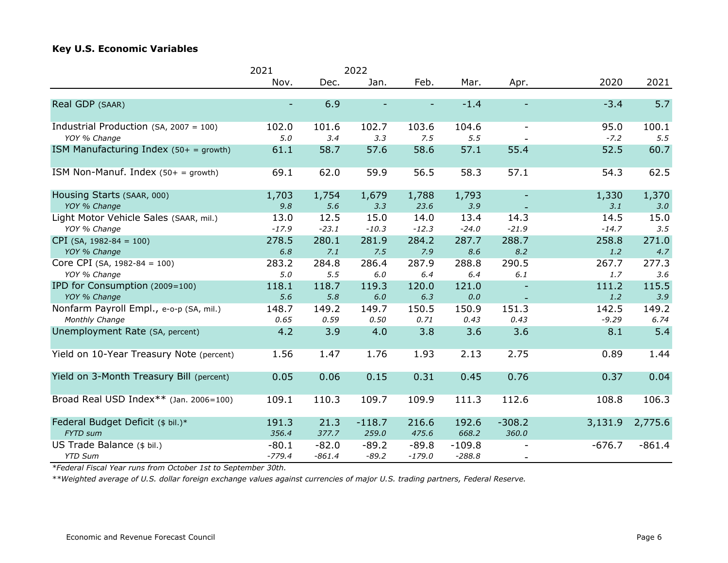### Key U.S. Economic Variables

| | 2021 | | 2022 | | | | | |
|---|---|---|---|---|---|---|---|---|
| | Nov. | Dec. | Jan. | Feb. | Mar. | Apr. | 2020 | 2021 |
| Real GDP (SAAR) | - | 6.9 | - | - | -1.4 | - | -3.4 | 5.7 |
| Industrial Production (SA, 2007 = 100) | 102.0 | 101.6 | 102.7 | 103.6 | 104.6 | - | 95.0 | 100.1 |
| *YOY % Change* | *5.0* | *3.4* | *3.3* | *7.5* | *5.5* | - | *-7.2* | *5.5* |
| ISM Manufacturing Index (50+ = growth) | 61.1 | 58.7 | 57.6 | 58.6 | 57.1 | 55.4 | 52.5 | 60.7 |
| ISM Non-Manuf. Index (50+ = growth) | 69.1 | 62.0 | 59.9 | 56.5 | 58.3 | 57.1 | 54.3 | 62.5 |
| Housing Starts (SAAR, 000) | 1,703 | 1,754 | 1,679 | 1,788 | 1,793 | - | 1,330 | 1,370 |
| *YOY % Change* | *9.8* | *5.6* | *3.3* | *23.6* | *3.9* | - | *3.1* | *3.0* |
| Light Motor Vehicle Sales (SAAR, mil.) | 13.0 | 12.5 | 15.0 | 14.0 | 13.4 | 14.3 | 14.5 | 15.0 |
| *YOY % Change* | *-17.9* | *-23.1* | *-10.3* | *-12.3* | *-24.0* | *-21.9* | *-14.7* | *3.5* |
| CPI (SA, 1982-84 = 100) | 278.5 | 280.1 | 281.9 | 284.2 | 287.7 | 288.7 | 258.8 | 271.0 |
| *YOY % Change* | *6.8* | *7.1* | *7.5* | *7.9* | *8.6* | *8.2* | *1.2* | *4.7* |
| Core CPI (SA, 1982-84 = 100) | 283.2 | 284.8 | 286.4 | 287.9 | 288.8 | 290.5 | 267.7 | 277.3 |
| *YOY % Change* | *5.0* | *5.5* | *6.0* | *6.4* | *6.4* | *6.1* | *1.7* | *3.6* |
| IPD for Consumption (2009=100) | 118.1 | 118.7 | 119.3 | 120.0 | 121.0 | - | 111.2 | 115.5 |
| *YOY % Change* | *5.6* | *5.8* | *6.0* | *6.3* | *0.0* | - | *1.2* | *3.9* |
| Nonfarm Payroll Empl., e-o-p (SA, mil.) | 148.7 | 149.2 | 149.7 | 150.5 | 150.9 | 151.3 | 142.5 | 149.2 |
| *Monthly Change* | *0.65* | *0.59* | *0.50* | *0.71* | *0.43* | *0.43* | *-9.29* | *6.74* |
| Unemployment Rate (SA, percent) | 4.2 | 3.9 | 4.0 | 3.8 | 3.6 | 3.6 | 8.1 | 5.4 |
| Yield on 10-Year Treasury Note (percent) | 1.56 | 1.47 | 1.76 | 1.93 | 2.13 | 2.75 | 0.89 | 1.44 |
| Yield on 3-Month Treasury Bill (percent) | 0.05 | 0.06 | 0.15 | 0.31 | 0.45 | 0.76 | 0.37 | 0.04 |
| Broad Real USD Index** (Jan. 2006=100) | 109.1 | 110.3 | 109.7 | 109.9 | 111.3 | 112.6 | 108.8 | 106.3 |
| Federal Budget Deficit ($ bil.)* | 191.3 | 21.3 | -118.7 | 216.6 | 192.6 | -308.2 | 3,131.9 | 2,775.6 |
| *FYTD sum* | *356.4* | *377.7* | *259.0* | *475.6* | *668.2* | *360.0* | | |
| US Trade Balance ($ bil.) | -80.1 | -82.0 | -89.2 | -89.8 | -109.8 | - | -676.7 | -861.4 |
| *YTD Sum* | *-779.4* | *-861.4* | *-89.2* | *-179.0* | *-288.8* | - | | |

*\*Federal Fiscal Year runs from October 1st to September 30th.*

*\*\*Weighted average of U.S. dollar foreign exchange values against currencies of major U.S. trading partners, Federal Reserve.*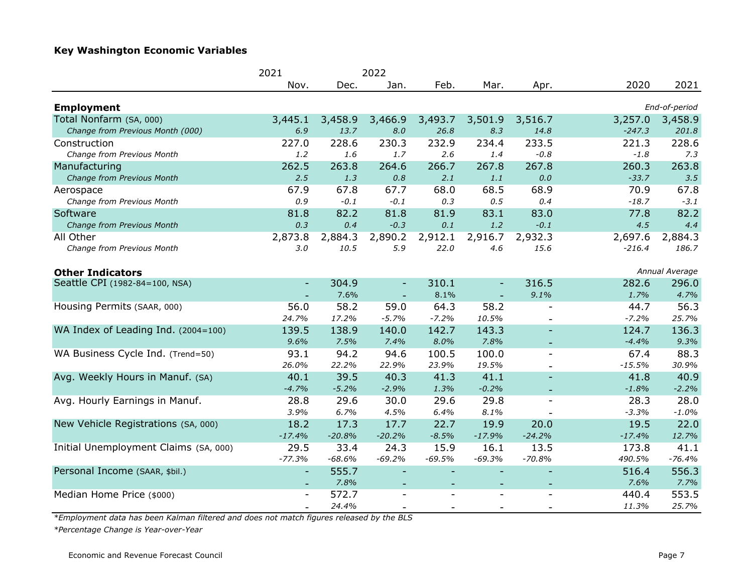## Key Washington Economic Variables

| | 2021 | | 2022 | | | | | |
|---|---|---|---|---|---|---|---|---|
| | Nov. | Dec. | Jan. | Feb. | Mar. | Apr. | 2020 | 2021 |
| **Employment** | | | | | | | | *End-of-period* |
| Total Nonfarm (SA, 000) | 3,445.1 | 3,458.9 | 3,466.9 | 3,493.7 | 3,501.9 | 3,516.7 | 3,257.0 | 3,458.9 |
| *Change from Previous Month (000)* | *6.9* | *13.7* | *8.0* | *26.8* | *8.3* | *14.8* | *-247.3* | *201.8* |
| Construction | 227.0 | 228.6 | 230.3 | 232.9 | 234.4 | 233.5 | 221.3 | 228.6 |
| *Change from Previous Month* | *1.2* | *1.6* | *1.7* | *2.6* | *1.4* | *-0.8* | *-1.8* | *7.3* |
| Manufacturing | 262.5 | 263.8 | 264.6 | 266.7 | 267.8 | 267.8 | 260.3 | 263.8 |
| *Change from Previous Month* | *2.5* | *1.3* | *0.8* | *2.1* | *1.1* | *0.0* | *-33.7* | *3.5* |
| Aerospace | 67.9 | 67.8 | 67.7 | 68.0 | 68.5 | 68.9 | 70.9 | 67.8 |
| *Change from Previous Month* | *0.9* | *-0.1* | *-0.1* | *0.3* | *0.5* | *0.4* | *-18.7* | *-3.1* |
| Software | 81.8 | 82.2 | 81.8 | 81.9 | 83.1 | 83.0 | 77.8 | 82.2 |
| *Change from Previous Month* | *0.3* | *0.4* | *-0.3* | *0.1* | *1.2* | *-0.1* | *4.5* | *4.4* |
| All Other | 2,873.8 | 2,884.3 | 2,890.2 | 2,912.1 | 2,916.7 | 2,932.3 | 2,697.6 | 2,884.3 |
| *Change from Previous Month* | *3.0* | *10.5* | *5.9* | *22.0* | *4.6* | *15.6* | *-216.4* | *186.7* |
| **Other Indicators** | | | | | | | | *Annual Average* |
| Seattle CPI (1982-84=100, NSA) | - | 304.9 | - | 310.1 | - | 316.5 | 282.6 | 296.0 |
| | - | 7.6% | - | 8.1% | - | *9.1%* | *1.7%* | *4.7%* |
| Housing Permits (SAAR, 000) | 56.0 | 58.2 | 59.0 | 64.3 | 58.2 | - | 44.7 | 56.3 |
| | *24.7%* | *17.2%* | *-5.7%* | *-7.2%* | *10.5%* | - | *-7.2%* | *25.7%* |
| WA Index of Leading Ind. (2004=100) | 139.5 | 138.9 | 140.0 | 142.7 | 143.3 | - | 124.7 | 136.3 |
| | *9.6%* | *7.5%* | *7.4%* | *8.0%* | *7.8%* | - | *-4.4%* | *9.3%* |
| WA Business Cycle Ind. (Trend=50) | 93.1 | 94.2 | 94.6 | 100.5 | 100.0 | - | 67.4 | 88.3 |
| | *26.0%* | *22.2%* | *22.9%* | *23.9%* | *19.5%* | - | *-15.5%* | *30.9%* |
| Avg. Weekly Hours in Manuf. (SA) | 40.1 | 39.5 | 40.3 | 41.3 | 41.1 | - | 41.8 | 40.9 |
| | *-4.7%* | *-5.2%* | *-2.9%* | *1.3%* | *-0.2%* | - | *-1.8%* | *-2.2%* |
| Avg. Hourly Earnings in Manuf. | 28.8 | 29.6 | 30.0 | 29.6 | 29.8 | - | 28.3 | 28.0 |
| | *3.9%* | *6.7%* | *4.5%* | *6.4%* | *8.1%* | - | *-3.3%* | *-1.0%* |
| New Vehicle Registrations (SA, 000) | 18.2 | 17.3 | 17.7 | 22.7 | 19.9 | 20.0 | 19.5 | 22.0 |
| | *-17.4%* | *-20.8%* | *-20.2%* | *-8.5%* | *-17.9%* | *-24.2%* | *-17.4%* | *12.7%* |
| Initial Unemployment Claims (SA, 000) | 29.5 | 33.4 | 24.3 | 15.9 | 16.1 | 13.5 | 173.8 | 41.1 |
| | *-77.3%* | *-68.6%* | *-69.2%* | *-69.5%* | *-69.3%* | *-70.8%* | *490.5%* | *-76.4%* |
| Personal Income (SAAR, $bil.) | - | 555.7 | - | - | - | - | 516.4 | 556.3 |
| | - | *7.8%* | - | - | - | - | *7.6%* | *7.7%* |
| Median Home Price ($000) | - | 572.7 | - | - | - | - | 440.4 | 553.5 |
| | - | *24.4%* | - | - | - | - | *11.3%* | *25.7%* |

*\*Employment data has been Kalman filtered and does not match figures released by the BLS*

*\*Percentage Change is Year-over-Year*

Economic and Revenue Forecast Council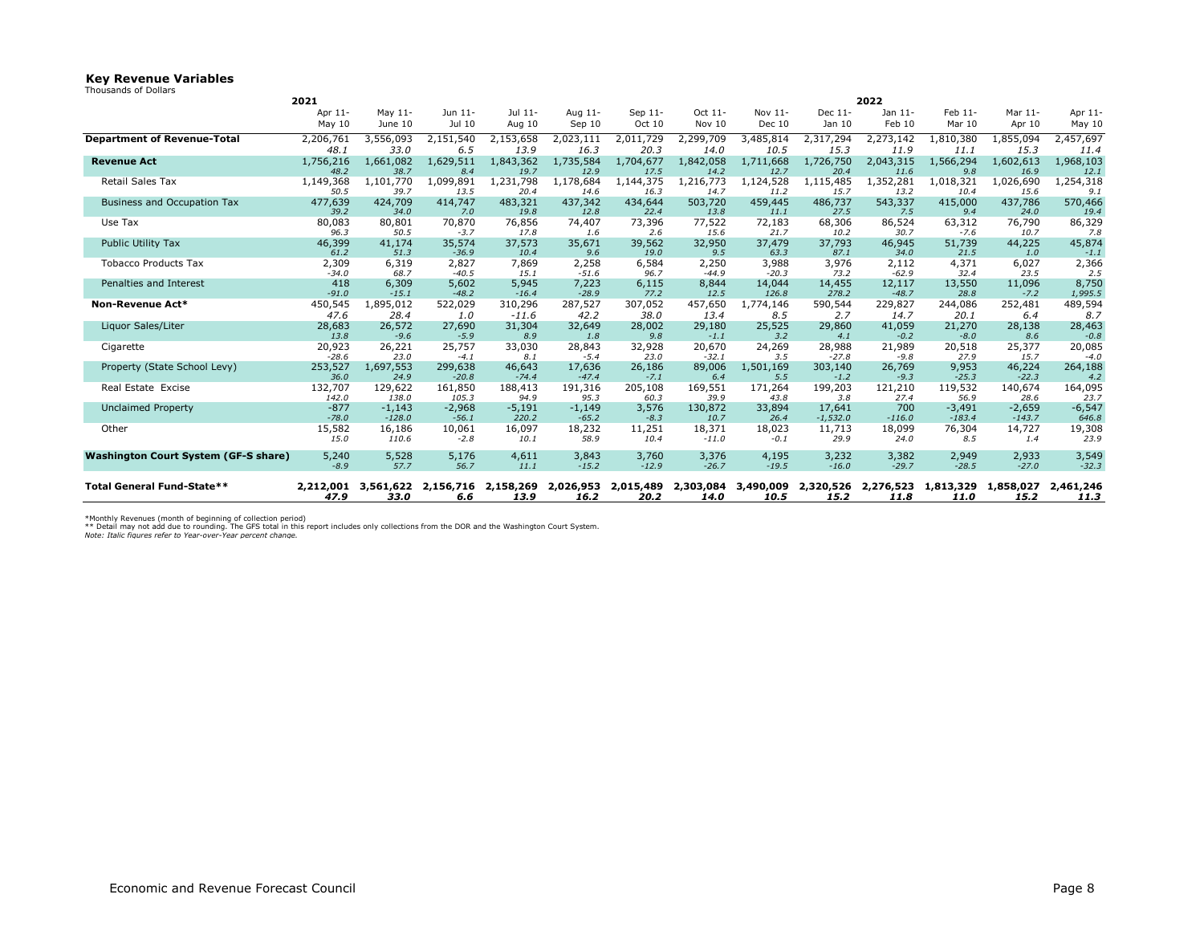## Key Revenue Variables

Thousands of Dollars

| | 2021 | | | | | | | | | 2022 | | | |
|---|---|---|---|---|---|---|---|---|---|---|---|---|---|
| | Apr 11-May 10 | May 11-June 10 | Jun 11-Jul 10 | Jul 11-Aug 10 | Aug 11-Sep 10 | Sep 11-Oct 10 | Oct 11-Nov 10 | Nov 11-Dec 10 | Dec 11-Jan 10 | Jan 11-Feb 10 | Feb 11-Mar 10 | Mar 11-Apr 10 | Apr 11-May 10 |
| **Department of Revenue-Total** | 2,206,761 | 3,556,093 | 2,151,540 | 2,153,658 | 2,023,111 | 2,011,729 | 2,299,709 | 3,485,814 | 2,317,294 | 2,273,142 | 1,810,380 | 1,855,094 | 2,457,697 |
| | *48.1* | *33.0* | *6.5* | *13.9* | *16.3* | *20.3* | *14.0* | *10.5* | *15.3* | *11.9* | *11.1* | *15.3* | *11.4* |
| **Revenue Act** | 1,756,216 | 1,661,082 | 1,629,511 | 1,843,362 | 1,735,584 | 1,704,677 | 1,842,058 | 1,711,668 | 1,726,750 | 2,043,315 | 1,566,294 | 1,602,613 | 1,968,103 |
| | *48.2* | *38.7* | *8.4* | *19.7* | *12.9* | *17.5* | *14.2* | *12.7* | *20.4* | *11.6* | *9.8* | *16.9* | *12.1* |
| Retail Sales Tax | 1,149,368 | 1,101,770 | 1,099,891 | 1,231,798 | 1,178,684 | 1,144,375 | 1,216,773 | 1,124,528 | 1,115,485 | 1,352,281 | 1,018,321 | 1,026,690 | 1,254,318 |
| | *50.5* | *39.7* | *13.5* | *20.4* | *14.6* | *16.3* | *14.7* | *11.2* | *15.7* | *13.2* | *10.4* | *15.6* | *9.1* |
| Business and Occupation Tax | 477,639 | 424,709 | 414,747 | 483,321 | 437,342 | 434,644 | 503,720 | 459,445 | 486,737 | 543,337 | 415,000 | 437,786 | 570,466 |
| | *39.2* | *34.0* | *7.0* | *19.8* | *12.8* | *22.4* | *13.8* | *11.1* | *27.5* | *7.5* | *9.4* | *24.0* | *19.4* |
| Use Tax | 80,083 | 80,801 | 70,870 | 76,856 | 74,407 | 73,396 | 77,522 | 72,183 | 68,306 | 86,524 | 63,312 | 76,790 | 86,329 |
| | *96.3* | *50.5* | *-3.7* | *17.8* | *1.6* | *2.6* | *15.6* | *21.7* | *10.2* | *30.7* | *-7.6* | *10.7* | *7.8* |
| Public Utility Tax | 46,399 | 41,174 | 35,574 | 37,573 | 35,671 | 39,562 | 32,950 | 37,479 | 37,793 | 46,945 | 51,739 | 44,225 | 45,874 |
| | *61.2* | *51.3* | *-36.9* | *10.4* | *9.6* | *19.0* | *9.5* | *63.3* | *87.1* | *34.0* | *21.5* | *1.0* | *-1.1* |
| Tobacco Products Tax | 2,309 | 6,319 | 2,827 | 7,869 | 2,258 | 6,584 | 2,250 | 3,988 | 3,976 | 2,112 | 4,371 | 6,027 | 2,366 |
| | *-34.0* | *68.7* | *-40.5* | *15.1* | *-51.6* | *96.7* | *-44.9* | *-20.3* | *73.2* | *-62.9* | *32.4* | *23.5* | *2.5* |
| Penalties and Interest | 418 | 6,309 | 5,602 | 5,945 | 7,223 | 6,115 | 8,844 | 14,044 | 14,455 | 12,117 | 13,550 | 11,096 | 8,750 |
| | *-91.0* | *-15.1* | *-48.2* | *-16.4* | *-28.9* | *77.2* | *12.5* | *126.8* | *278.2* | *-48.7* | *28.8* | *-7.2* | *1,995.5* |
| **Non-Revenue Act*** | 450,545 | 1,895,012 | 522,029 | 310,296 | 287,527 | 307,052 | 457,650 | 1,774,146 | 590,544 | 229,827 | 244,086 | 252,481 | 489,594 |
| | *47.6* | *28.4* | *1.0* | *-11.6* | *42.2* | *38.0* | *13.4* | *8.5* | *2.7* | *14.7* | *20.1* | *6.4* | *8.7* |
| Liquor Sales/Liter | 28,683 | 26,572 | 27,690 | 31,304 | 32,649 | 28,002 | 29,180 | 25,525 | 29,860 | 41,059 | 21,270 | 28,138 | 28,463 |
| | *13.8* | *-9.6* | *-5.9* | *8.9* | *1.8* | *9.8* | *-1.1* | *3.2* | *4.1* | *-0.2* | *-8.0* | *8.6* | *-0.8* |
| Cigarette | 20,923 | 26,221 | 25,757 | 33,030 | 28,843 | 32,928 | 20,670 | 24,269 | 28,988 | 21,989 | 20,518 | 25,377 | 20,085 |
| | *-28.6* | *23.0* | *-4.1* | *8.1* | *-5.4* | *23.0* | *-32.1* | *3.5* | *-27.8* | *-9.8* | *27.9* | *15.7* | *-4.0* |
| Property (State School Levy) | 253,527 | 1,697,553 | 299,638 | 46,643 | 17,636 | 26,186 | 89,006 | 1,501,169 | 303,140 | 26,769 | 9,953 | 46,224 | 264,188 |
| | *36.0* | *24.9* | *-20.8* | *-74.4* | *-47.4* | *-7.1* | *6.4* | *5.5* | *-1.2* | *-9.3* | *-25.3* | *-22.3* | *4.2* |
| Real Estate Excise | 132,707 | 129,622 | 161,850 | 188,413 | 191,316 | 205,108 | 169,551 | 171,264 | 199,203 | 121,210 | 119,532 | 140,674 | 164,095 |
| | *142.0* | *138.0* | *105.3* | *94.9* | *95.3* | *60.3* | *39.9* | *43.8* | *3.8* | *27.4* | *56.9* | *28.6* | *23.7* |
| Unclaimed Property | -877 | -1,143 | -2,968 | -5,191 | -1,149 | 3,576 | 130,872 | 33,894 | 17,641 | 700 | -3,491 | -2,659 | -6,547 |
| | *-78.0* | *-128.0* | *-56.1* | *220.2* | *-65.2* | *-8.3* | *10.7* | *26.4* | *-1,532.0* | *-116.0* | *-183.4* | *-143.7* | *646.8* |
| Other | 15,582 | 16,186 | 10,061 | 16,097 | 18,232 | 11,251 | 18,371 | 18,023 | 11,713 | 18,099 | 76,304 | 14,727 | 19,308 |
| | *15.0* | *110.6* | *-2.8* | *10.1* | *58.9* | *10.4* | *-11.0* | *-0.1* | *29.9* | *24.0* | *8.5* | *1.4* | *23.9* |
| **Washington Court System (GF-S share)** | 5,240 | 5,528 | 5,176 | 4,611 | 3,843 | 3,760 | 3,376 | 4,195 | 3,232 | 3,382 | 2,949 | 2,933 | 3,549 |
| | *-8.9* | *57.7* | *56.7* | *11.1* | *-15.2* | *-12.9* | *-26.7* | *-19.5* | *-16.0* | *-29.7* | *-28.5* | *-27.0* | *-32.3* |
| **Total General Fund-State**** | **2,212,001** | **3,561,622** | **2,156,716** | **2,158,269** | **2,026,953** | **2,015,489** | **2,303,084** | **3,490,009** | **2,320,526** | **2,276,523** | **1,813,329** | **1,858,027** | **2,461,246** |
| | ***47.9*** | ***33.0*** | ***6.6*** | ***13.9*** | ***16.2*** | ***20.2*** | ***14.0*** | ***10.5*** | ***15.2*** | ***11.8*** | ***11.0*** | ***15.2*** | ***11.3*** |

*Monthly Revenues (month of beginning of collection period)

** Detail may not add due to rounding. The GFS total in this report includes only collections from the DOR and the Washington Court System.

*Note: Italic figures refer to Year-over-Year percent change.*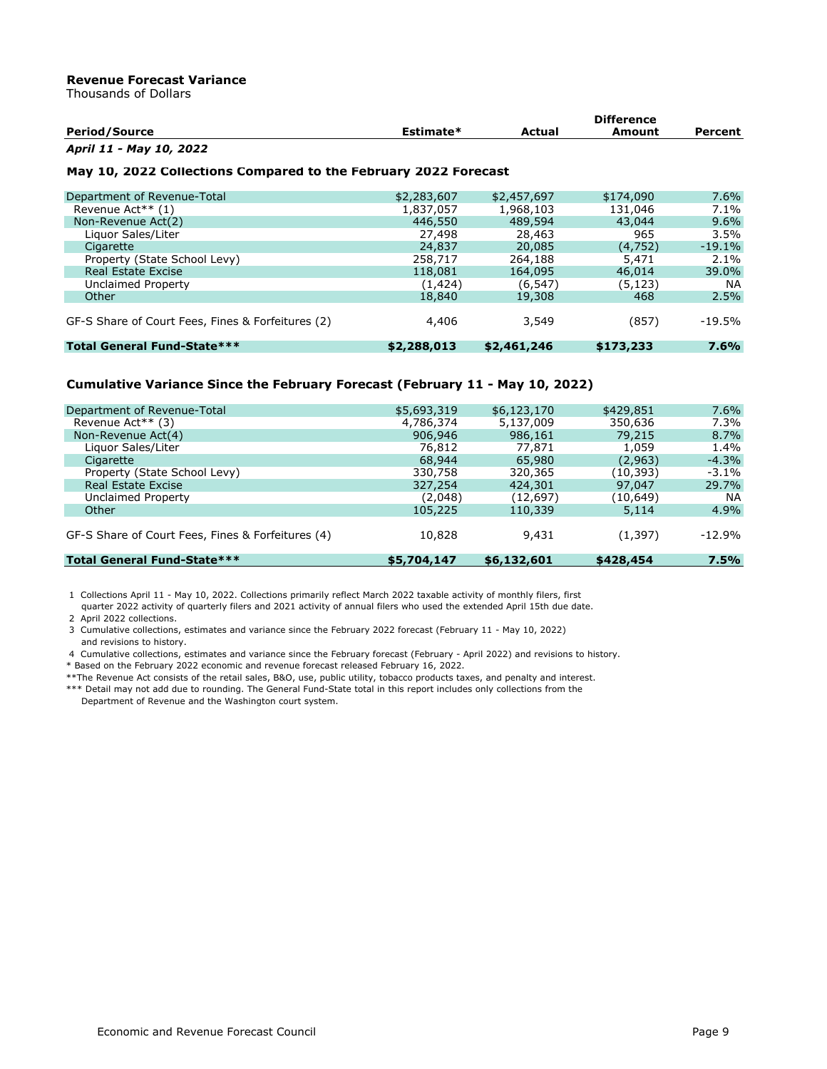**Revenue Forecast Variance**
Thousands of Dollars

| Period/Source | Estimate* | Actual | Difference Amount | Percent |
|---|---|---|---|---|
| ***April 11 - May 10, 2022*** | | | | |
| **May 10, 2022 Collections Compared to the February 2022 Forecast** | | | | |
| Department of Revenue-Total | $2,283,607 | $2,457,697 | $174,090 | 7.6% |
| Revenue Act** (1) | 1,837,057 | 1,968,103 | 131,046 | 7.1% |
| Non-Revenue Act(2) | 446,550 | 489,594 | 43,044 | 9.6% |
| Liquor Sales/Liter | 27,498 | 28,463 | 965 | 3.5% |
| Cigarette | 24,837 | 20,085 | (4,752) | -19.1% |
| Property (State School Levy) | 258,717 | 264,188 | 5,471 | 2.1% |
| Real Estate Excise | 118,081 | 164,095 | 46,014 | 39.0% |
| Unclaimed Property | (1,424) | (6,547) | (5,123) | NA |
| Other | 18,840 | 19,308 | 468 | 2.5% |
| GF-S Share of Court Fees, Fines & Forfeitures (2) | 4,406 | 3,549 | (857) | -19.5% |
| **Total General Fund-State*** ** | **$2,288,013** | **$2,461,246** | **$173,233** | **7.6%** |
| **Cumulative Variance Since the February Forecast (February 11 - May 10, 2022)** | | | | |
| Department of Revenue-Total | $5,693,319 | $6,123,170 | $429,851 | 7.6% |
| Revenue Act** (3) | 4,786,374 | 5,137,009 | 350,636 | 7.3% |
| Non-Revenue Act(4) | 906,946 | 986,161 | 79,215 | 8.7% |
| Liquor Sales/Liter | 76,812 | 77,871 | 1,059 | 1.4% |
| Cigarette | 68,944 | 65,980 | (2,963) | -4.3% |
| Property (State School Levy) | 330,758 | 320,365 | (10,393) | -3.1% |
| Real Estate Excise | 327,254 | 424,301 | 97,047 | 29.7% |
| Unclaimed Property | (2,048) | (12,697) | (10,649) | NA |
| Other | 105,225 | 110,339 | 5,114 | 4.9% |
| GF-S Share of Court Fees, Fines & Forfeitures (4) | 10,828 | 9,431 | (1,397) | -12.9% |
| **Total General Fund-State*** ** | **$5,704,147** | **$6,132,601** | **$428,454** | **7.5%** |

1 Collections April 11 - May 10, 2022. Collections primarily reflect March 2022 taxable activity of monthly filers, first quarter 2022 activity of quarterly filers and 2021 activity of annual filers who used the extended April 15th due date.

2 April 2022 collections.

3 Cumulative collections, estimates and variance since the February 2022 forecast (February 11 - May 10, 2022) and revisions to history.

4 Cumulative collections, estimates and variance since the February forecast (February - April 2022) and revisions to history.

\* Based on the February 2022 economic and revenue forecast released February 16, 2022.

\*\*The Revenue Act consists of the retail sales, B&O, use, public utility, tobacco products taxes, and penalty and interest.

\*\*\* Detail may not add due to rounding. The General Fund-State total in this report includes only collections from the Department of Revenue and the Washington court system.